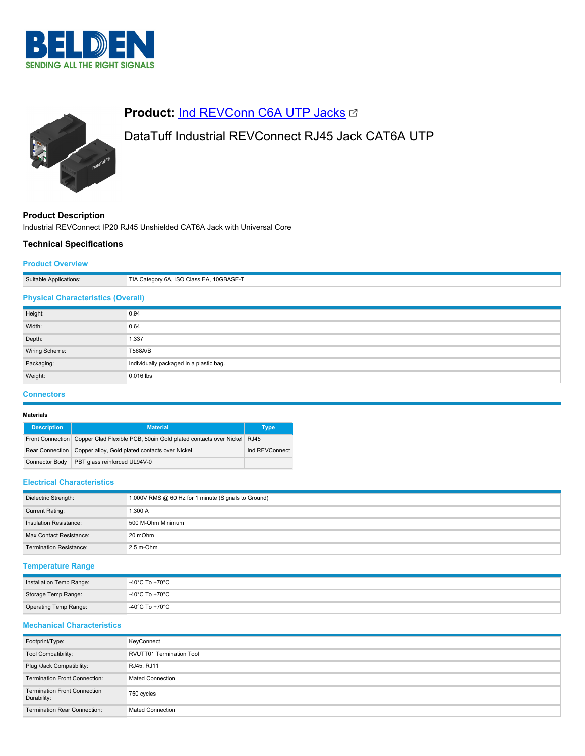**Product:** Ind REVConn C6A UTP Jacks

DataTuff Industrial REVConnect RJ45 Jack CAT6A UTP

## Product Description

Industrial REVConnect IP20 RJ45 Unshielded CAT6A Jack with Universal Core

## Technical Specifications

### Product Overview

| | |
|---|---|
| Suitable Applications: | TIA Category 6A, ISO Class EA, 10GBASE-T |

### Physical Characteristics (Overall)

| | |
|---|---|
| Height: | 0.94 |
| Width: | 0.64 |
| Depth: | 1.337 |
| Wiring Scheme: | T568A/B |
| Packaging: | Individually packaged in a plastic bag. |
| Weight: | 0.016 lbs |

### Connectors

**Materials**

| Description | Material | Type |
|---|---|---|
| Front Connection | Copper Clad Flexible PCB, 50uin Gold plated contacts over Nickel | RJ45 |
| Rear Connection | Copper alloy, Gold plated contacts over Nickel | Ind REVConnect |
| Connector Body | PBT glass reinforced UL94V-0 | |

### Electrical Characteristics

| | |
|---|---|
| Dielectric Strength: | 1,000V RMS @ 60 Hz for 1 minute (Signals to Ground) |
| Current Rating: | 1.300 A |
| Insulation Resistance: | 500 M-Ohm Minimum |
| Max Contact Resistance: | 20 mOhm |
| Termination Resistance: | 2.5 m-Ohm |

### Temperature Range

| | |
|---|---|
| Installation Temp Range: | -40°C To +70°C |
| Storage Temp Range: | -40°C To +70°C |
| Operating Temp Range: | -40°C To +70°C |

### Mechanical Characteristics

| | |
|---|---|
| Footprint/Type: | KeyConnect |
| Tool Compatibility: | RVUTT01 Termination Tool |
| Plug /Jack Compatibility: | RJ45, RJ11 |
| Termination Front Connection: | Mated Connection |
| Termination Front Connection Durability: | 750 cycles |
| Termination Rear Connection: | Mated Connection |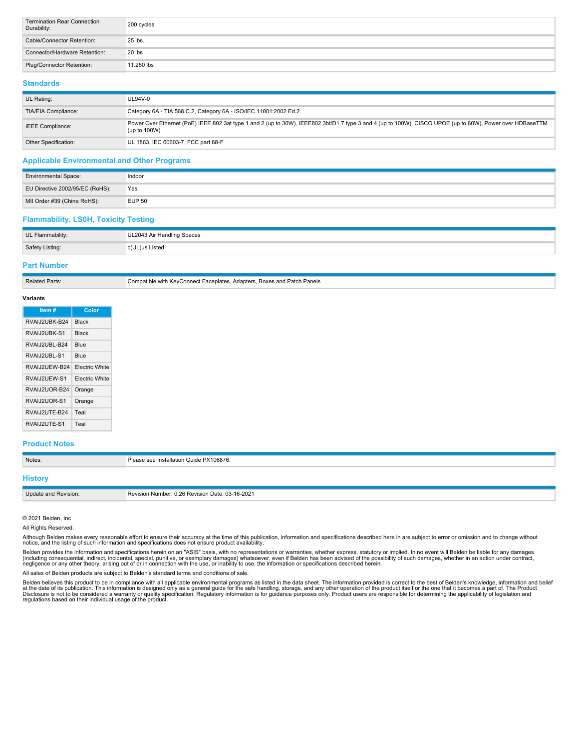| | |
|---|---|
| Termination Rear Connection Durability: | 200 cycles |
| Cable/Connector Retention: | 25 lbs. |
| Connector/Hardware Retention: | 20 lbs |
| Plug/Connector Retention: | 11.250 lbs |

## Standards

| | |
|---|---|
| UL Rating: | UL94V-0 |
| TIA/EIA Compliance: | Category 6A - TIA 568.C.2, Category 6A - ISO/IEC 11801:2002 Ed.2 |
| IEEE Compliance: | Power Over Ethernet (PoE) IEEE 802.3at type 1 and 2 (up to 30W), IEEE802.3bt/D1.7 type 3 and 4 (up to 100W), CISCO UPOE (up to 60W), Power over HDBaseTTM (up to 100W) |
| Other Specification: | UL 1863, IEC 60603-7, FCC part 68-F |

## Applicable Environmental and Other Programs

| | |
|---|---|
| Environmental Space: | Indoor |
| EU Directive 2002/95/EC (RoHS): | Yes |
| MII Order #39 (China RoHS): | EUP 50 |

## Flammability, LS0H, Toxicity Testing

| | |
|---|---|
| UL Flammability: | UL2043 Air Handling Spaces |
| Safety Listing: | c(UL)us Listed |

## Part Number

| | |
|---|---|
| Related Parts: | Compatible with KeyConnect Faceplates, Adapters, Boxes and Patch Panels |

**Variants**

| Item # | Color |
|---|---|
| RVAIJ2UBK-B24 | Black |
| RVAIJ2UBK-S1 | Black |
| RVAIJ2UBL-B24 | Blue |
| RVAIJ2UBL-S1 | Blue |
| RVAIJ2UEW-B24 | Electric White |
| RVAIJ2UEW-S1 | Electric White |
| RVAIJ2UOR-B24 | Orange |
| RVAIJ2UOR-S1 | Orange |
| RVAIJ2UTE-B24 | Teal |
| RVAIJ2UTE-S1 | Teal |

## Product Notes

| | |
|---|---|
| Notes: | Please see Installation Guide PX106876. |

## History

| | |
|---|---|
| Update and Revision: | Revision Number: 0.26 Revision Date: 03-16-2021 |

© 2021 Belden, Inc

All Rights Reserved.

Although Belden makes every reasonable effort to ensure their accuracy at the time of this publication, information and specifications described here in are subject to error or omission and to change without notice, and the listing of such information and specifications does not ensure product availability.

Belden provides the information and specifications herein on an "ASIS" basis, with no representations or warranties, whether express, statutory or implied. In no event will Belden be liable for any damages (including consequential, indirect, incidental, special, punitive, or exemplary damages) whatsoever, even if Belden has been advised of the possibility of such damages, whether in an action under contract, negligence or any other theory, arising out of or in connection with the use, or inability to use, the information or specifications described herein.

All sales of Belden products are subject to Belden's standard terms and conditions of sale.

Belden believes this product to be in compliance with all applicable environmental programs as listed in the data sheet. The information provided is correct to the best of Belden's knowledge, information and belief at the date of its publication. This information is designed only as a general guide for the safe handling, storage, and any other operation of the product itself or the one that it becomes a part of. The Product Disclosure is not to be considered a warranty or quality specification. Regulatory information is for guidance purposes only. Product users are responsible for determining the applicability of legislation and regulations based on their individual usage of the product.